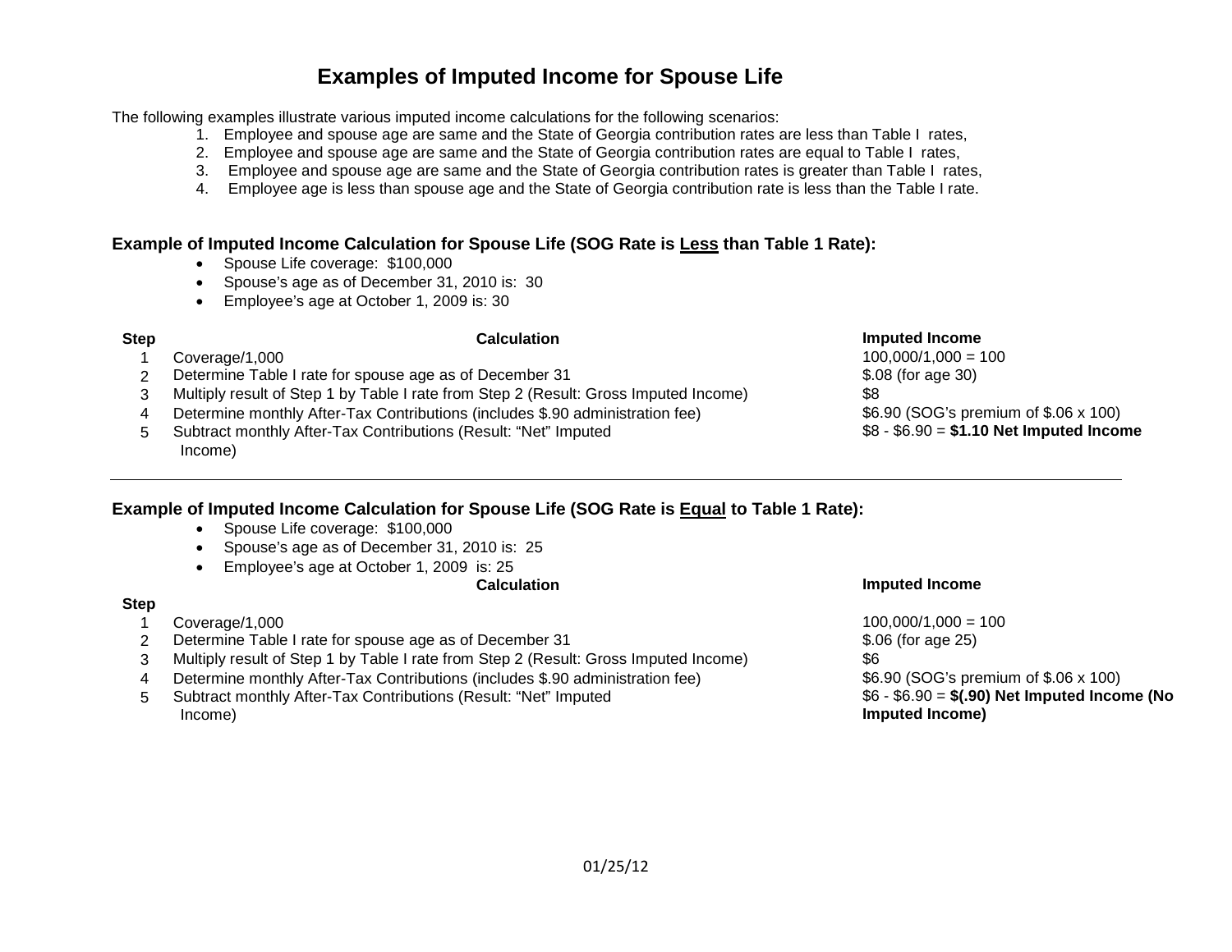# Examples of Imputed Income for Spouse Life

The following examples illustrate various imputed income calculations for the following scenarios:

1. Employee and spouse age are same and the State of Georgia contribution rates are less than Table I rates,
2. Employee and spouse age are same and the State of Georgia contribution rates are equal to Table I rates,
3. Employee and spouse age are same and the State of Georgia contribution rates is greater than Table I rates,
4. Employee age is less than spouse age and the State of Georgia contribution rate is less than the Table I rate.

## Example of Imputed Income Calculation for Spouse Life (SOG Rate is Less than Table 1 Rate):

- Spouse Life coverage: $100,000
- Spouse's age as of December 31, 2010 is: 30
- Employee's age at October 1, 2009 is: 30

| Step | Calculation | Imputed Income |
|---|---|---|
| 1 | Coverage/1,000 | 100,000/1,000 = 100 |
| 2 | Determine Table I rate for spouse age as of December 31 | $.08 (for age 30) |
| 3 | Multiply result of Step 1 by Table I rate from Step 2 (Result: Gross Imputed Income) | $8 |
| 4 | Determine monthly After-Tax Contributions (includes $.90 administration fee) | $6.90 (SOG's premium of $.06 x 100) |
| 5 | Subtract monthly After-Tax Contributions (Result: "Net" Imputed Income) | $8 - $6.90 = **$1.10 Net Imputed Income** |

---

## Example of Imputed Income Calculation for Spouse Life (SOG Rate is Equal to Table 1 Rate):

- Spouse Life coverage: $100,000
- Spouse's age as of December 31, 2010 is: 25
- Employee's age at October 1, 2009 is: 25

| Step | Calculation | Imputed Income |
|---|---|---|
| 1 | Coverage/1,000 | 100,000/1,000 = 100 |
| 2 | Determine Table I rate for spouse age as of December 31 | $.06 (for age 25) |
| 3 | Multiply result of Step 1 by Table I rate from Step 2 (Result: Gross Imputed Income) | $6 |
| 4 | Determine monthly After-Tax Contributions (includes $.90 administration fee) | $6.90 (SOG's premium of $.06 x 100) |
| 5 | Subtract monthly After-Tax Contributions (Result: "Net" Imputed Income) | $6 - $6.90 = **$(.90) Net Imputed Income (No Imputed Income)** |

01/25/12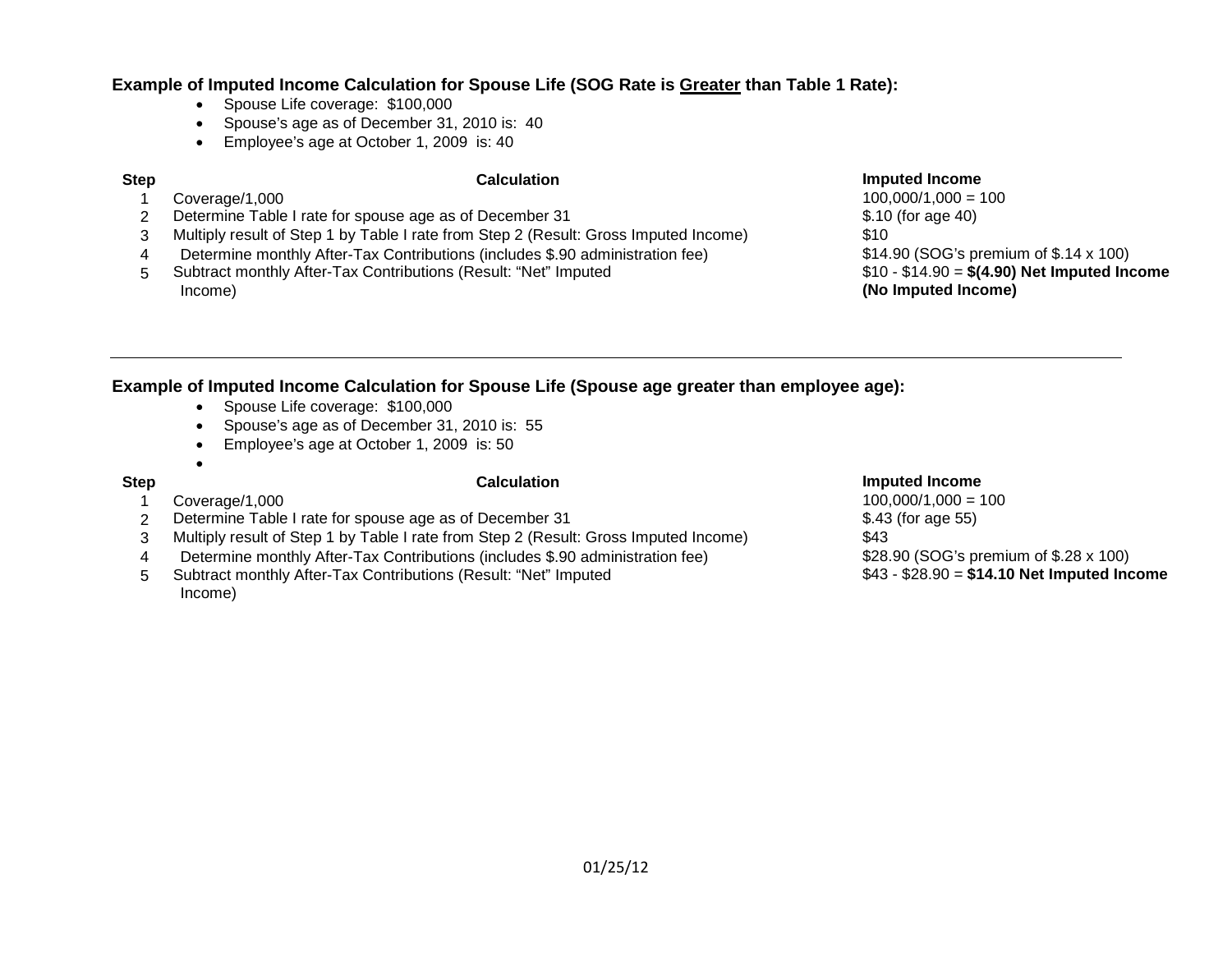**Example of Imputed Income Calculation for Spouse Life (SOG Rate is Greater than Table 1 Rate):**

- Spouse Life coverage: $100,000
- Spouse's age as of December 31, 2010 is: 40
- Employee's age at October 1, 2009 is: 40

| Step | Calculation | Imputed Income |
|---|---|---|
| 1 | Coverage/1,000 | 100,000/1,000 = 100 |
| 2 | Determine Table I rate for spouse age as of December 31 | $.10 (for age 40) |
| 3 | Multiply result of Step 1 by Table I rate from Step 2 (Result: Gross Imputed Income) | $10 |
| 4 | Determine monthly After-Tax Contributions (includes $.90 administration fee) | $14.90 (SOG's premium of $.14 x 100) |
| 5 | Subtract monthly After-Tax Contributions (Result: "Net" Imputed Income) | $10 - $14.90 = **$(4.90) Net Imputed Income (No Imputed Income)** |

---

**Example of Imputed Income Calculation for Spouse Life (Spouse age greater than employee age):**

- Spouse Life coverage: $100,000
- Spouse's age as of December 31, 2010 is: 55
- Employee's age at October 1, 2009 is: 50

| Step | Calculation | Imputed Income |
|---|---|---|
| 1 | Coverage/1,000 | 100,000/1,000 = 100 |
| 2 | Determine Table I rate for spouse age as of December 31 | $.43 (for age 55) |
| 3 | Multiply result of Step 1 by Table I rate from Step 2 (Result: Gross Imputed Income) | $43 |
| 4 | Determine monthly After-Tax Contributions (includes $.90 administration fee) | $28.90 (SOG's premium of $.28 x 100) |
| 5 | Subtract monthly After-Tax Contributions (Result: "Net" Imputed Income) | $43 - $28.90 = **$14.10 Net Imputed Income** |

01/25/12